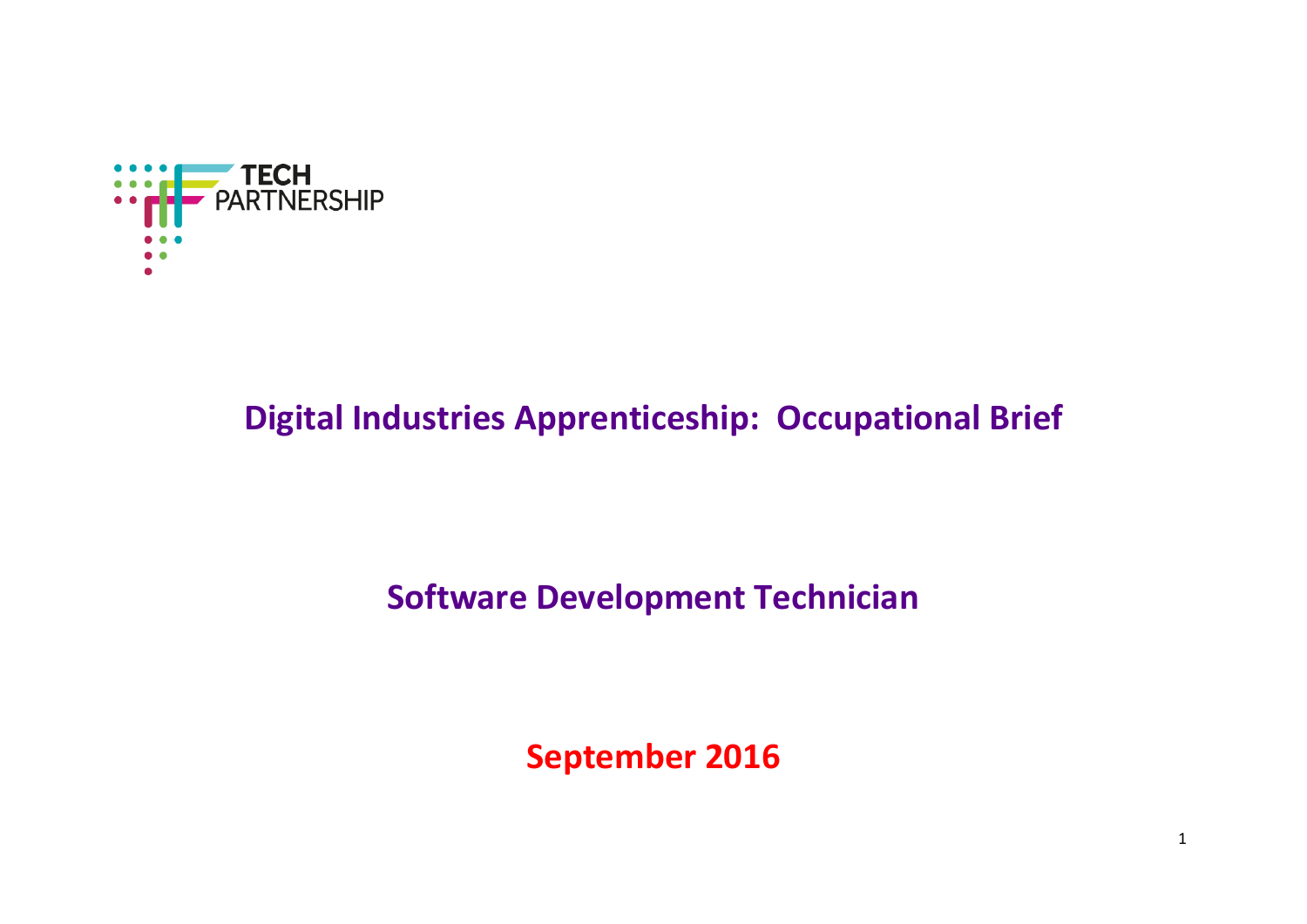TECH PARTNERSHIP

# Digital Industries Apprenticeship: Occupational Brief

## Software Development Technician

**September 2016**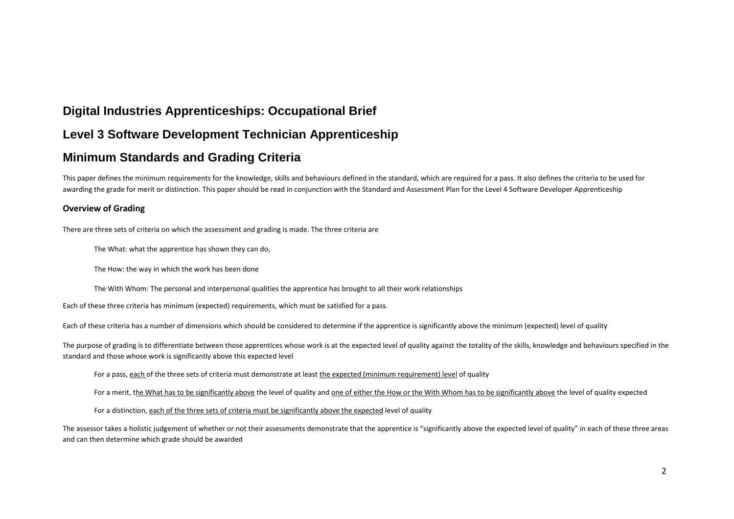# Digital Industries Apprenticeships: Occupational Brief

## Level 3 Software Development Technician Apprenticeship

## Minimum Standards and Grading Criteria

This paper defines the minimum requirements for the knowledge, skills and behaviours defined in the standard, which are required for a pass. It also defines the criteria to be used for awarding the grade for merit or distinction. This paper should be read in conjunction with the Standard and Assessment Plan for the Level 4 Software Developer Apprenticeship

### Overview of Grading

There are three sets of criteria on which the assessment and grading is made. The three criteria are

> The What: what the apprentice has shown they can do,
>
> The How: the way in which the work has been done
>
> The With Whom: The personal and interpersonal qualities the apprentice has brought to all their work relationships

Each of these three criteria has minimum (expected) requirements, which must be satisfied for a pass.

Each of these criteria has a number of dimensions which should be considered to determine if the apprentice is significantly above the minimum (expected) level of quality

The purpose of grading is to differentiate between those apprentices whose work is at the expected level of quality against the totality of the skills, knowledge and behaviours specified in the standard and those whose work is significantly above this expected level

> For a pass, <u>each</u> of the three sets of criteria must demonstrate at least <u>the expected (minimum requirement) level</u> of quality
>
> For a merit, t<u>he What has to be significantly above</u> the level of quality and <u>one of either the How or the With Whom has to be significantly above</u> the level of quality expected
>
> For a distinction, <u>each of the three sets of criteria must be significantly above the expected</u> level of quality

The assessor takes a holistic judgement of whether or not their assessments demonstrate that the apprentice is "significantly above the expected level of quality" in each of these three areas and can then determine which grade should be awarded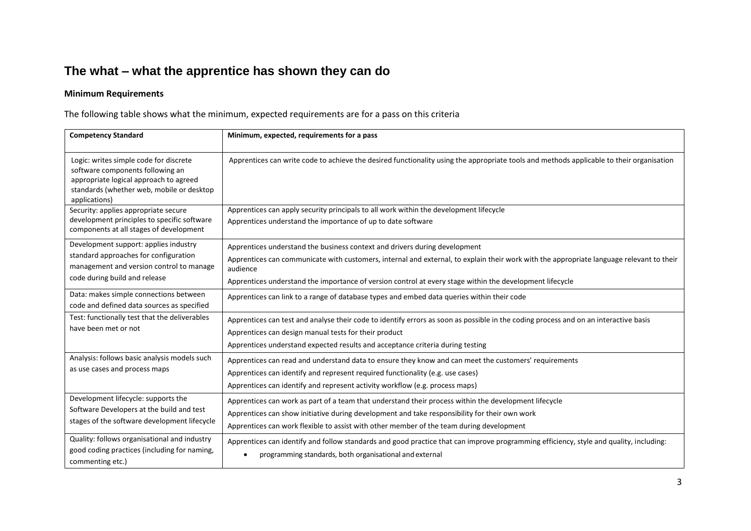## The what – what the apprentice has shown they can do

### Minimum Requirements

The following table shows what the minimum, expected requirements are for a pass on this criteria

| Competency Standard | Minimum, expected, requirements for a pass |
|---|---|
| Logic: writes simple code for discrete software components following an appropriate logical approach to agreed standards (whether web, mobile or desktop applications) | Apprentices can write code to achieve the desired functionality using the appropriate tools and methods applicable to their organisation |
| Security: applies appropriate secure development principles to specific software components at all stages of development | Apprentices can apply security principals to all work within the development lifecycle<br>Apprentices understand the importance of up to date software |
| Development support: applies industry standard approaches for configuration management and version control to manage code during build and release | Apprentices understand the business context and drivers during development<br>Apprentices can communicate with customers, internal and external, to explain their work with the appropriate language relevant to their audience<br>Apprentices understand the importance of version control at every stage within the development lifecycle |
| Data: makes simple connections between code and defined data sources as specified | Apprentices can link to a range of database types and embed data queries within their code |
| Test: functionally test that the deliverables have been met or not | Apprentices can test and analyse their code to identify errors as soon as possible in the coding process and on an interactive basis<br>Apprentices can design manual tests for their product<br>Apprentices understand expected results and acceptance criteria during testing |
| Analysis: follows basic analysis models such as use cases and process maps | Apprentices can read and understand data to ensure they know and can meet the customers' requirements<br>Apprentices can identify and represent required functionality (e.g. use cases)<br>Apprentices can identify and represent activity workflow (e.g. process maps) |
| Development lifecycle: supports the Software Developers at the build and test stages of the software development lifecycle | Apprentices can work as part of a team that understand their process within the development lifecycle<br>Apprentices can show initiative during development and take responsibility for their own work<br>Apprentices can work flexible to assist with other member of the team during development |
| Quality: follows organisational and industry good coding practices (including for naming, commenting etc.) | Apprentices can identify and follow standards and good practice that can improve programming efficiency, style and quality, including:<br>• programming standards, both organisational and external |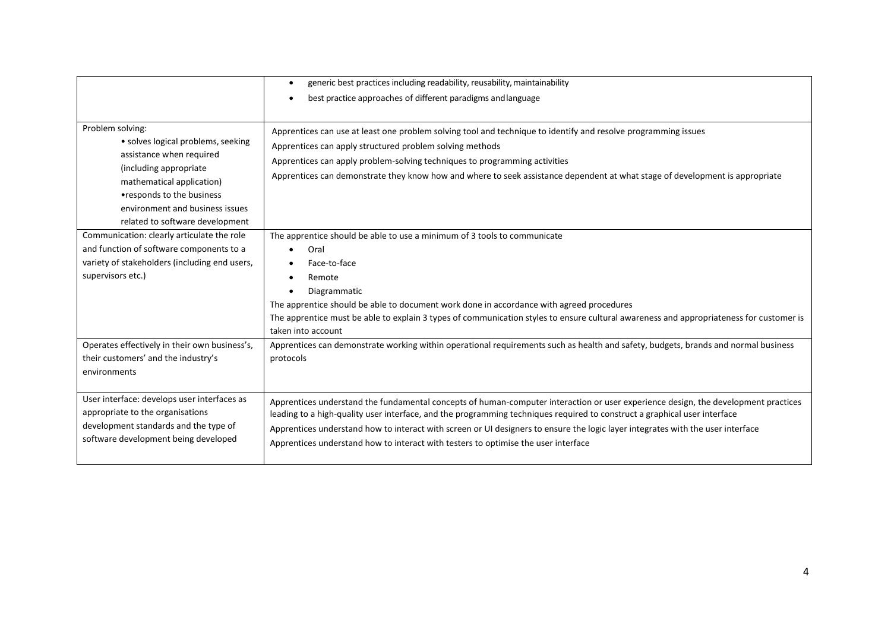| | |
|---|---|
| | • generic best practices including readability, reusability, maintainability<br>• best practice approaches of different paradigms and language |
| Problem solving:<br>• solves logical problems, seeking assistance when required (including appropriate mathematical application)<br>• responds to the business environment and business issues related to software development | Apprentices can use at least one problem solving tool and technique to identify and resolve programming issues<br>Apprentices can apply structured problem solving methods<br>Apprentices can apply problem-solving techniques to programming activities<br>Apprentices can demonstrate they know how and where to seek assistance dependent at what stage of development is appropriate |
| Communication: clearly articulate the role and function of software components to a variety of stakeholders (including end users, supervisors etc.) | The apprentice should be able to use a minimum of 3 tools to communicate<br>• Oral<br>• Face-to-face<br>• Remote<br>• Diagrammatic<br>The apprentice should be able to document work done in accordance with agreed procedures<br>The apprentice must be able to explain 3 types of communication styles to ensure cultural awareness and appropriateness for customer is taken into account |
| Operates effectively in their own business's, their customers' and the industry's environments | Apprentices can demonstrate working within operational requirements such as health and safety, budgets, brands and normal business protocols |
| User interface: develops user interfaces as appropriate to the organisations development standards and the type of software development being developed | Apprentices understand the fundamental concepts of human-computer interaction or user experience design, the development practices leading to a high-quality user interface, and the programming techniques required to construct a graphical user interface<br>Apprentices understand how to interact with screen or UI designers to ensure the logic layer integrates with the user interface<br>Apprentices understand how to interact with testers to optimise the user interface |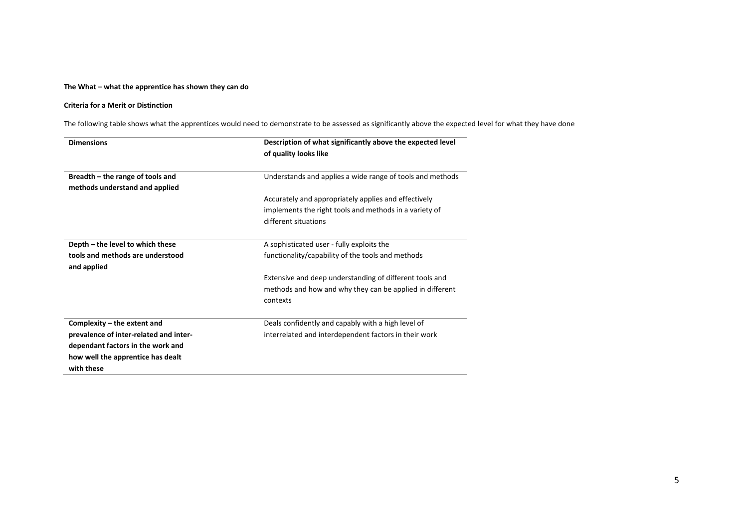**The What – what the apprentice has shown they can do**

**Criteria for a Merit or Distinction**

The following table shows what the apprentices would need to demonstrate to be assessed as significantly above the expected level for what they have done

| Dimensions | Description of what significantly above the expected level of quality looks like |
| --- | --- |
| **Breadth – the range of tools and methods understand and applied** | Understands and applies a wide range of tools and methods<br><br>Accurately and appropriately applies and effectively implements the right tools and methods in a variety of different situations |
| **Depth – the level to which these tools and methods are understood and applied** | A sophisticated user - fully exploits the functionality/capability of the tools and methods<br><br>Extensive and deep understanding of different tools and methods and how and why they can be applied in different contexts |
| **Complexity – the extent and prevalence of inter-related and inter-dependant factors in the work and how well the apprentice has dealt with these** | Deals confidently and capably with a high level of interrelated and interdependent factors in their work |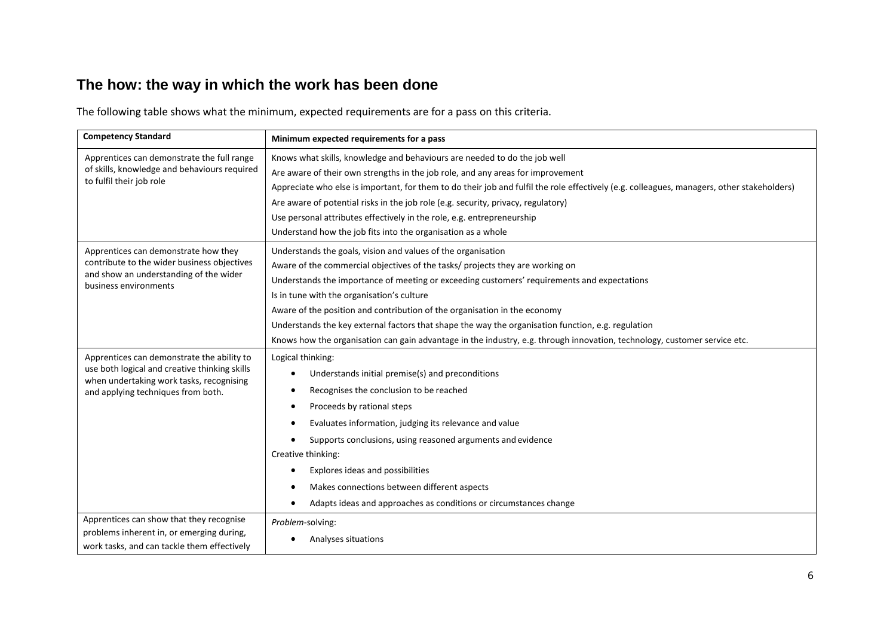## The how: the way in which the work has been done

The following table shows what the minimum, expected requirements are for a pass on this criteria.

| Competency Standard | Minimum expected requirements for a pass |
| --- | --- |
| Apprentices can demonstrate the full range of skills, knowledge and behaviours required to fulfil their job role | Knows what skills, knowledge and behaviours are needed to do the job well<br>Are aware of their own strengths in the job role, and any areas for improvement<br>Appreciate who else is important, for them to do their job and fulfil the role effectively (e.g. colleagues, managers, other stakeholders)<br>Are aware of potential risks in the job role (e.g. security, privacy, regulatory)<br>Use personal attributes effectively in the role, e.g. entrepreneurship<br>Understand how the job fits into the organisation as a whole |
| Apprentices can demonstrate how they contribute to the wider business objectives and show an understanding of the wider business environments | Understands the goals, vision and values of the organisation<br>Aware of the commercial objectives of the tasks/ projects they are working on<br>Understands the importance of meeting or exceeding customers' requirements and expectations<br>Is in tune with the organisation's culture<br>Aware of the position and contribution of the organisation in the economy<br>Understands the key external factors that shape the way the organisation function, e.g. regulation<br>Knows how the organisation can gain advantage in the industry, e.g. through innovation, technology, customer service etc. |
| Apprentices can demonstrate the ability to use both logical and creative thinking skills when undertaking work tasks, recognising and applying techniques from both. | Logical thinking:<br>• Understands initial premise(s) and preconditions<br>• Recognises the conclusion to be reached<br>• Proceeds by rational steps<br>• Evaluates information, judging its relevance and value<br>• Supports conclusions, using reasoned arguments and evidence<br>Creative thinking:<br>• Explores ideas and possibilities<br>• Makes connections between different aspects<br>• Adapts ideas and approaches as conditions or circumstances change |
| Apprentices can show that they recognise problems inherent in, or emerging during, work tasks, and can tackle them effectively | *Problem*-solving:<br>• Analyses situations |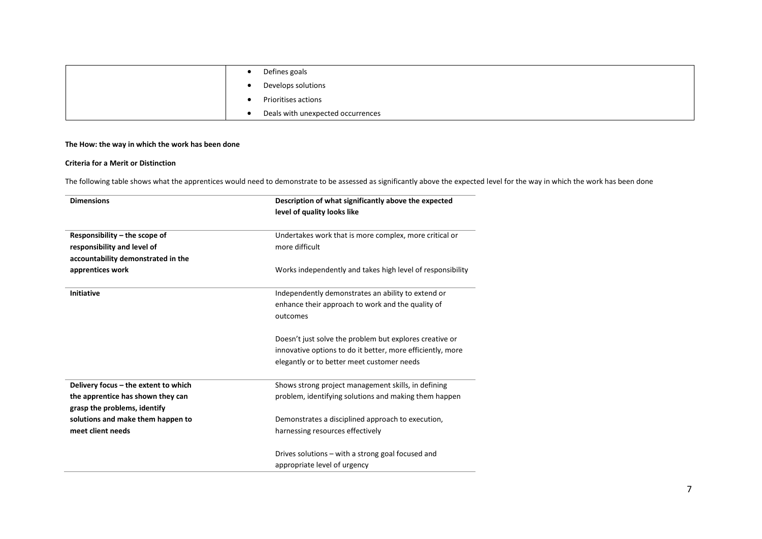| | |
|---|---|
| | • Defines goals<br>• Develops solutions<br>• Prioritises actions<br>• Deals with unexpected occurrences |

**The How: the way in which the work has been done**

**Criteria for a Merit or Distinction**

The following table shows what the apprentices would need to demonstrate to be assessed as significantly above the expected level for the way in which the work has been done

| Dimensions | Description of what significantly above the expected level of quality looks like |
|---|---|
| **Responsibility – the scope of responsibility and level of accountability demonstrated in the apprentices work** | Undertakes work that is more complex, more critical or more difficult<br><br>Works independently and takes high level of responsibility |
| **Initiative** | Independently demonstrates an ability to extend or enhance their approach to work and the quality of outcomes<br><br>Doesn't just solve the problem but explores creative or innovative options to do it better, more efficiently, more elegantly or to better meet customer needs |
| **Delivery focus – the extent to which the apprentice has shown they can grasp the problems, identify solutions and make them happen to meet client needs** | Shows strong project management skills, in defining problem, identifying solutions and making them happen<br><br>Demonstrates a disciplined approach to execution, harnessing resources effectively<br><br>Drives solutions – with a strong goal focused and appropriate level of urgency |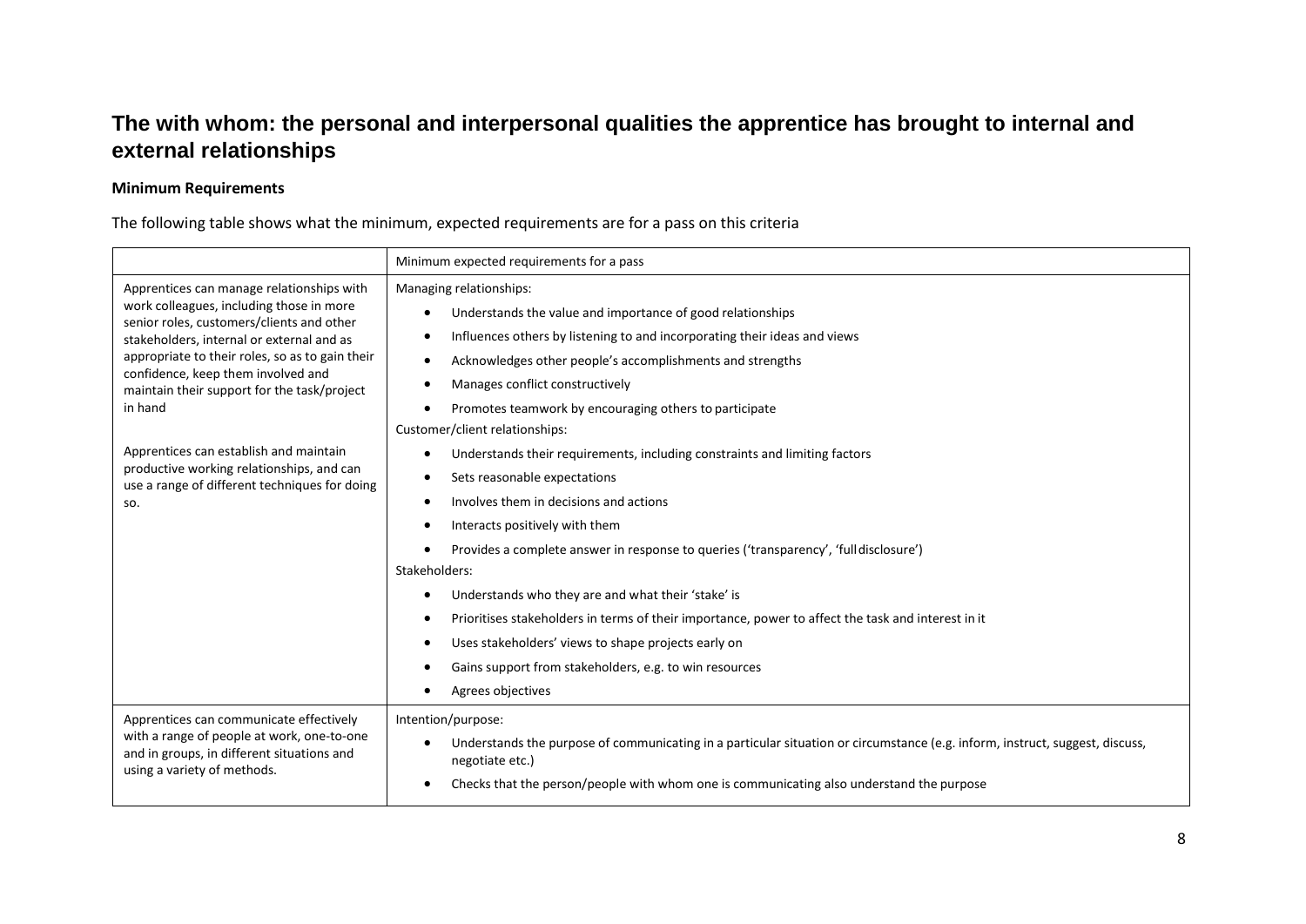## The with whom: the personal and interpersonal qualities the apprentice has brought to internal and external relationships

### Minimum Requirements

The following table shows what the minimum, expected requirements are for a pass on this criteria

| | Minimum expected requirements for a pass |
|---|---|
| Apprentices can manage relationships with work colleagues, including those in more senior roles, customers/clients and other stakeholders, internal or external and as appropriate to their roles, so as to gain their confidence, keep them involved and maintain their support for the task/project in hand<br><br>Apprentices can establish and maintain productive working relationships, and can use a range of different techniques for doing so. | Managing relationships:<br>• Understands the value and importance of good relationships<br>• Influences others by listening to and incorporating their ideas and views<br>• Acknowledges other people's accomplishments and strengths<br>• Manages conflict constructively<br>• Promotes teamwork by encouraging others to participate<br>Customer/client relationships:<br>• Understands their requirements, including constraints and limiting factors<br>• Sets reasonable expectations<br>• Involves them in decisions and actions<br>• Interacts positively with them<br>• Provides a complete answer in response to queries ('transparency', 'full disclosure')<br>Stakeholders:<br>• Understands who they are and what their 'stake' is<br>• Prioritises stakeholders in terms of their importance, power to affect the task and interest in it<br>• Uses stakeholders' views to shape projects early on<br>• Gains support from stakeholders, e.g. to win resources<br>• Agrees objectives |
| Apprentices can communicate effectively with a range of people at work, one-to-one and in groups, in different situations and using a variety of methods. | Intention/purpose:<br>• Understands the purpose of communicating in a particular situation or circumstance (e.g. inform, instruct, suggest, discuss, negotiate etc.)<br>• Checks that the person/people with whom one is communicating also understand the purpose |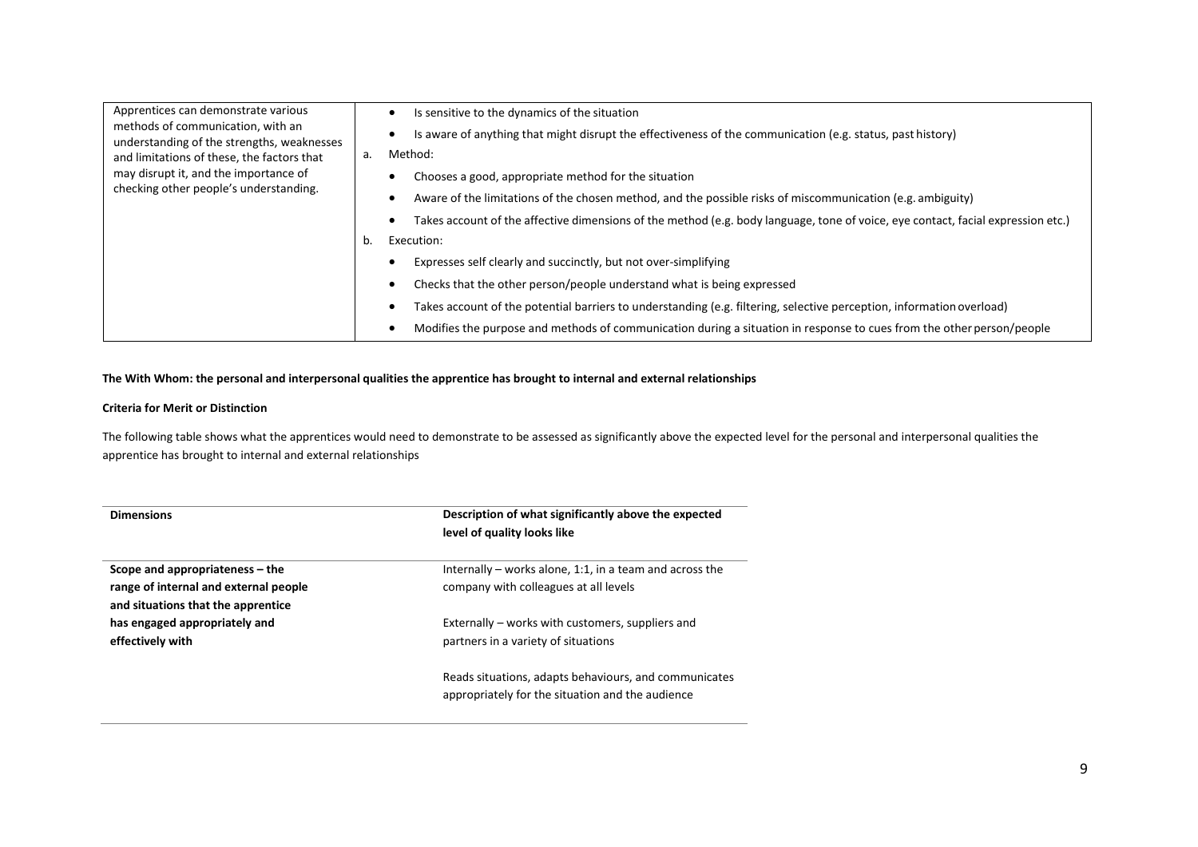| | |
|---|---|
| Apprentices can demonstrate various methods of communication, with an understanding of the strengths, weaknesses and limitations of these, the factors that may disrupt it, and the importance of checking other people's understanding. | • Is sensitive to the dynamics of the situation<br>• Is aware of anything that might disrupt the effectiveness of the communication (e.g. status, past history)<br>a. Method:<br>• Chooses a good, appropriate method for the situation<br>• Aware of the limitations of the chosen method, and the possible risks of miscommunication (e.g. ambiguity)<br>• Takes account of the affective dimensions of the method (e.g. body language, tone of voice, eye contact, facial expression etc.)<br>b. Execution:<br>• Expresses self clearly and succinctly, but not over-simplifying<br>• Checks that the other person/people understand what is being expressed<br>• Takes account of the potential barriers to understanding (e.g. filtering, selective perception, information overload)<br>• Modifies the purpose and methods of communication during a situation in response to cues from the other person/people |

**The With Whom: the personal and interpersonal qualities the apprentice has brought to internal and external relationships**

**Criteria for Merit or Distinction**

The following table shows what the apprentices would need to demonstrate to be assessed as significantly above the expected level for the personal and interpersonal qualities the apprentice has brought to internal and external relationships

| **Dimensions** | **Description of what significantly above the expected level of quality looks like** |
|---|---|
| **Scope and appropriateness – the range of internal and external people and situations that the apprentice has engaged appropriately and effectively with** | Internally – works alone, 1:1, in a team and across the company with colleagues at all levels<br><br>Externally – works with customers, suppliers and partners in a variety of situations<br><br>Reads situations, adapts behaviours, and communicates appropriately for the situation and the audience |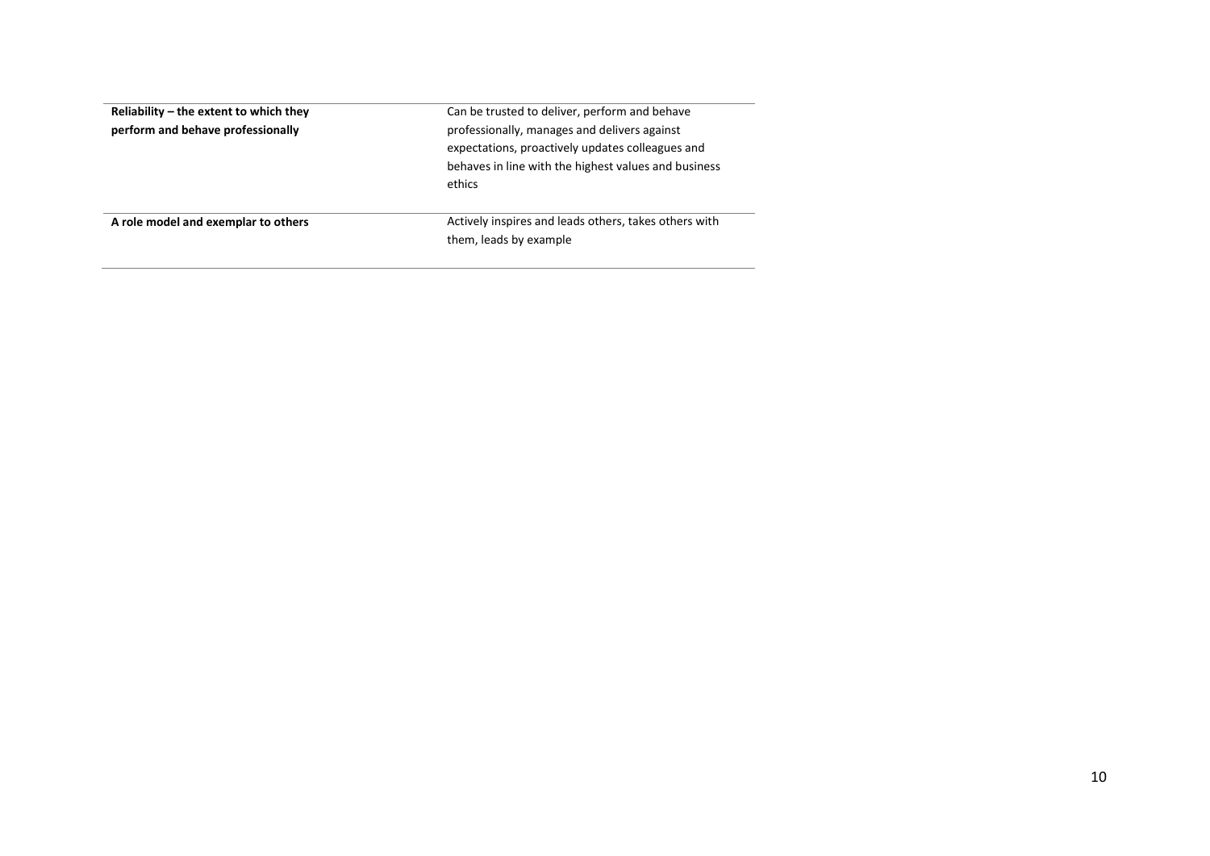| | |
|---|---|
| **Reliability – the extent to which they perform and behave professionally** | Can be trusted to deliver, perform and behave professionally, manages and delivers against expectations, proactively updates colleagues and behaves in line with the highest values and business ethics |
| **A role model and exemplar to others** | Actively inspires and leads others, takes others with them, leads by example |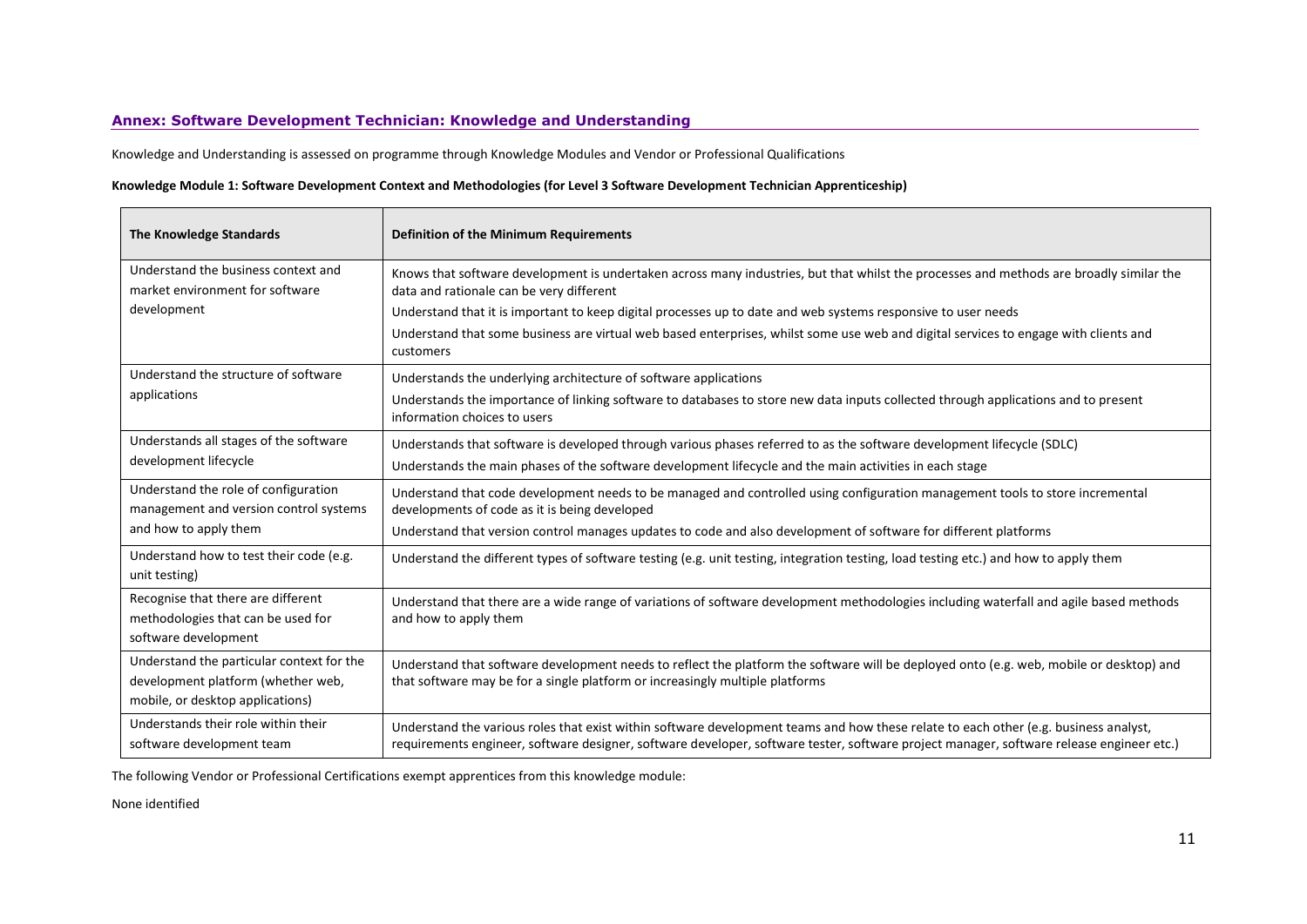## Annex: Software Development Technician: Knowledge and Understanding

Knowledge and Understanding is assessed on programme through Knowledge Modules and Vendor or Professional Qualifications

**Knowledge Module 1: Software Development Context and Methodologies (for Level 3 Software Development Technician Apprenticeship)**

| The Knowledge Standards | Definition of the Minimum Requirements |
| --- | --- |
| Understand the business context and market environment for software development | Knows that software development is undertaken across many industries, but that whilst the processes and methods are broadly similar the data and rationale can be very different<br>Understand that it is important to keep digital processes up to date and web systems responsive to user needs<br>Understand that some business are virtual web based enterprises, whilst some use web and digital services to engage with clients and customers |
| Understand the structure of software applications | Understands the underlying architecture of software applications<br>Understands the importance of linking software to databases to store new data inputs collected through applications and to present information choices to users |
| Understands all stages of the software development lifecycle | Understands that software is developed through various phases referred to as the software development lifecycle (SDLC)<br>Understands the main phases of the software development lifecycle and the main activities in each stage |
| Understand the role of configuration management and version control systems and how to apply them | Understand that code development needs to be managed and controlled using configuration management tools to store incremental developments of code as it is being developed<br>Understand that version control manages updates to code and also development of software for different platforms |
| Understand how to test their code (e.g. unit testing) | Understand the different types of software testing (e.g. unit testing, integration testing, load testing etc.) and how to apply them |
| Recognise that there are different methodologies that can be used for software development | Understand that there are a wide range of variations of software development methodologies including waterfall and agile based methods and how to apply them |
| Understand the particular context for the development platform (whether web, mobile, or desktop applications) | Understand that software development needs to reflect the platform the software will be deployed onto (e.g. web, mobile or desktop) and that software may be for a single platform or increasingly multiple platforms |
| Understands their role within their software development team | Understand the various roles that exist within software development teams and how these relate to each other (e.g. business analyst, requirements engineer, software designer, software developer, software tester, software project manager, software release engineer etc.) |

The following Vendor or Professional Certifications exempt apprentices from this knowledge module:

None identified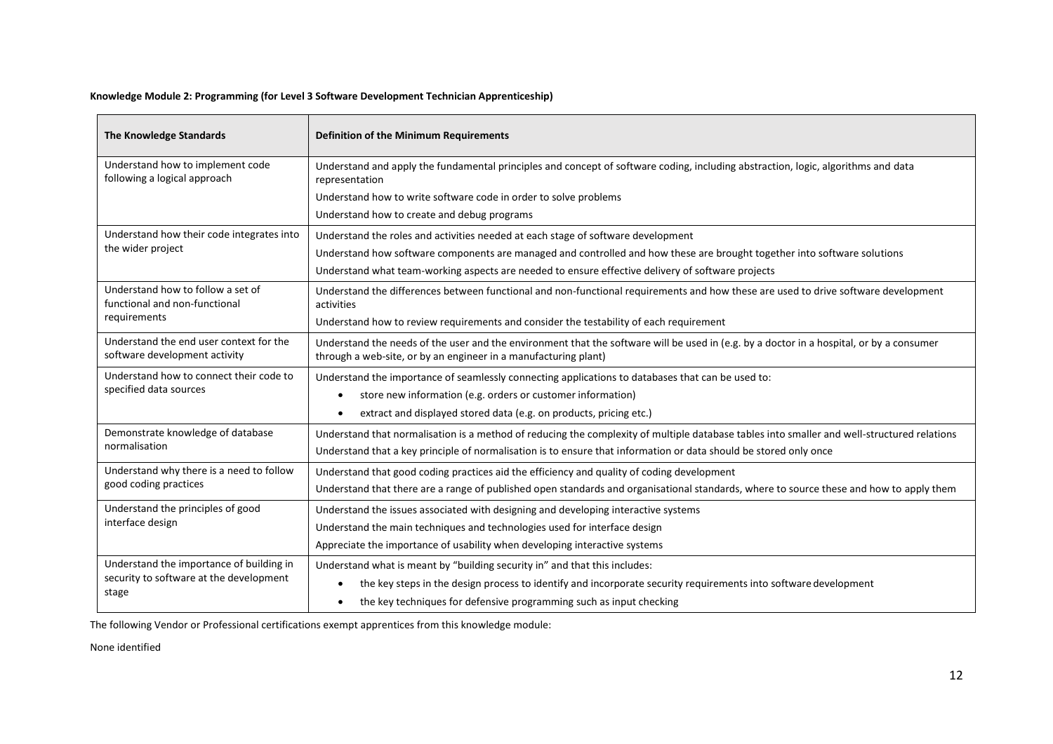**Knowledge Module 2: Programming (for Level 3 Software Development Technician Apprenticeship)**

| The Knowledge Standards | Definition of the Minimum Requirements |
|---|---|
| Understand how to implement code following a logical approach | Understand and apply the fundamental principles and concept of software coding, including abstraction, logic, algorithms and data representation<br>Understand how to write software code in order to solve problems<br>Understand how to create and debug programs |
| Understand how their code integrates into the wider project | Understand the roles and activities needed at each stage of software development<br>Understand how software components are managed and controlled and how these are brought together into software solutions<br>Understand what team-working aspects are needed to ensure effective delivery of software projects |
| Understand how to follow a set of functional and non-functional requirements | Understand the differences between functional and non-functional requirements and how these are used to drive software development activities<br>Understand how to review requirements and consider the testability of each requirement |
| Understand the end user context for the software development activity | Understand the needs of the user and the environment that the software will be used in (e.g. by a doctor in a hospital, or by a consumer through a web-site, or by an engineer in a manufacturing plant) |
| Understand how to connect their code to specified data sources | Understand the importance of seamlessly connecting applications to databases that can be used to:<br>• store new information (e.g. orders or customer information)<br>• extract and displayed stored data (e.g. on products, pricing etc.) |
| Demonstrate knowledge of database normalisation | Understand that normalisation is a method of reducing the complexity of multiple database tables into smaller and well-structured relations<br>Understand that a key principle of normalisation is to ensure that information or data should be stored only once |
| Understand why there is a need to follow good coding practices | Understand that good coding practices aid the efficiency and quality of coding development<br>Understand that there are a range of published open standards and organisational standards, where to source these and how to apply them |
| Understand the principles of good interface design | Understand the issues associated with designing and developing interactive systems<br>Understand the main techniques and technologies used for interface design<br>Appreciate the importance of usability when developing interactive systems |
| Understand the importance of building in security to software at the development stage | Understand what is meant by "building security in" and that this includes:<br>• the key steps in the design process to identify and incorporate security requirements into software development<br>• the key techniques for defensive programming such as input checking |

The following Vendor or Professional certifications exempt apprentices from this knowledge module:

None identified